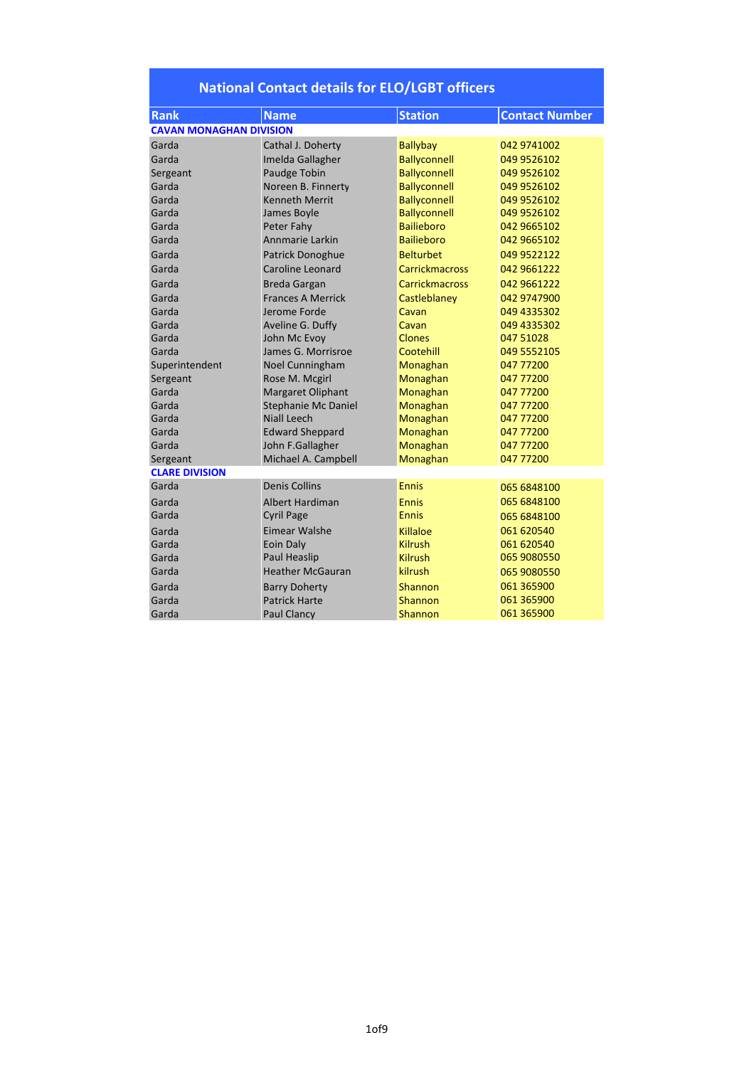## National Contact details for ELO/LGBT officers

| Rank | Name | Station | Contact Number |
|---|---|---|---|
| **CAVAN MONAGHAN DIVISION** | | | |
| Garda | Cathal J. Doherty | Ballybay | 042 9741002 |
| Garda | Imelda Gallagher | Ballyconnell | 049 9526102 |
| Sergeant | Paudge Tobin | Ballyconnell | 049 9526102 |
| Garda | Noreen B. Finnerty | Ballyconnell | 049 9526102 |
| Garda | Kenneth Merrit | Ballyconnell | 049 9526102 |
| Garda | James Boyle | Ballyconnell | 049 9526102 |
| Garda | Peter Fahy | Bailieboro | 042 9665102 |
| Garda | Annmarie Larkin | Bailieboro | 042 9665102 |
| Garda | Patrick Donoghue | Belturbet | 049 9522122 |
| Garda | Caroline Leonard | Carrickmacross | 042 9661222 |
| Garda | Breda Gargan | Carrickmacross | 042 9661222 |
| Garda | Frances A Merrick | Castleblaney | 042 9747900 |
| Garda | Jerome Forde | Cavan | 049 4335302 |
| Garda | Aveline G. Duffy | Cavan | 049 4335302 |
| Garda | John Mc Evoy | Clones | 047 51028 |
| Garda | James G. Morrisroe | Cootehill | 049 5552105 |
| Superintendent | Noel Cunningham | Monaghan | 047 77200 |
| Sergeant | Rose M. Mcgirl | Monaghan | 047 77200 |
| Garda | Margaret Oliphant | Monaghan | 047 77200 |
| Garda | Stephanie Mc Daniel | Monaghan | 047 77200 |
| Garda | Niall Leech | Monaghan | 047 77200 |
| Garda | Edward Sheppard | Monaghan | 047 77200 |
| Garda | John F.Gallagher | Monaghan | 047 77200 |
| Sergeant | Michael A. Campbell | Monaghan | 047 77200 |
| **CLARE DIVISION** | | | |
| Garda | Denis Collins | Ennis | 065 6848100 |
| Garda | Albert Hardiman | Ennis | 065 6848100 |
| Garda | Cyril Page | Ennis | 065 6848100 |
| Garda | Eimear Walshe | Killaloe | 061 620540 |
| Garda | Eoin Daly | Kilrush | 061 620540 |
| Garda | Paul Heaslip | Kilrush | 065 9080550 |
| Garda | Heather McGauran | kilrush | 065 9080550 |
| Garda | Barry Doherty | Shannon | 061 365900 |
| Garda | Patrick Harte | Shannon | 061 365900 |
| Garda | Paul Clancy | Shannon | 061 365900 |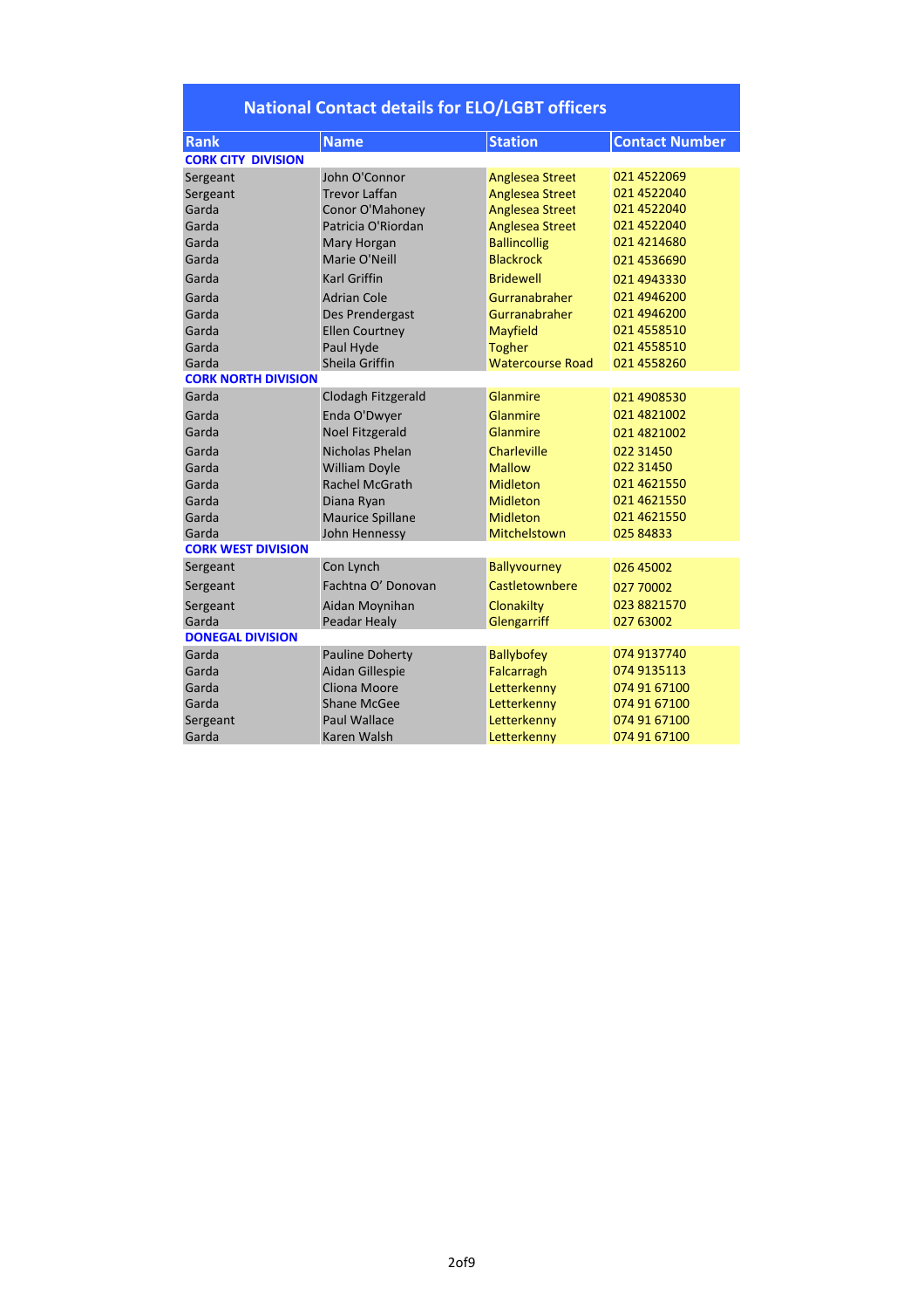| National Contact details for ELO/LGBT officers | | | |
|---|---|---|---|
| **Rank** | **Name** | **Station** | **Contact Number** |
| **CORK CITY DIVISION** | | | |
| Sergeant | John O'Connor | Anglesea Street | 021 4522069 |
| Sergeant | Trevor Laffan | Anglesea Street | 021 4522040 |
| Garda | Conor O'Mahoney | Anglesea Street | 021 4522040 |
| Garda | Patricia O'Riordan | Anglesea Street | 021 4522040 |
| Garda | Mary Horgan | Ballincollig | 021 4214680 |
| Garda | Marie O'Neill | Blackrock | 021 4536690 |
| Garda | Karl Griffin | Bridewell | 021 4943330 |
| Garda | Adrian Cole | Gurranabraher | 021 4946200 |
| Garda | Des Prendergast | Gurranabraher | 021 4946200 |
| Garda | Ellen Courtney | Mayfield | 021 4558510 |
| Garda | Paul Hyde | Togher | 021 4558510 |
| Garda | Sheila Griffin | Watercourse Road | 021 4558260 |
| **CORK NORTH DIVISION** | | | |
| Garda | Clodagh Fitzgerald | Glanmire | 021 4908530 |
| Garda | Enda O'Dwyer | Glanmire | 021 4821002 |
| Garda | Noel Fitzgerald | Glanmire | 021 4821002 |
| Garda | Nicholas Phelan | Charleville | 022 31450 |
| Garda | William Doyle | Mallow | 022 31450 |
| Garda | Rachel McGrath | Midleton | 021 4621550 |
| Garda | Diana Ryan | Midleton | 021 4621550 |
| Garda | Maurice Spillane | Midleton | 021 4621550 |
| Garda | John Hennessy | Mitchelstown | 025 84833 |
| **CORK WEST DIVISION** | | | |
| Sergeant | Con Lynch | Ballyvourney | 026 45002 |
| Sergeant | Fachtna O' Donovan | Castletownbere | 027 70002 |
| Sergeant | Aidan Moynihan | Clonakilty | 023 8821570 |
| Garda | Peadar Healy | Glengarriff | 027 63002 |
| **DONEGAL DIVISION** | | | |
| Garda | Pauline Doherty | Ballybofey | 074 9137740 |
| Garda | Aidan Gillespie | Falcarragh | 074 9135113 |
| Garda | Cliona Moore | Letterkenny | 074 91 67100 |
| Garda | Shane McGee | Letterkenny | 074 91 67100 |
| Sergeant | Paul Wallace | Letterkenny | 074 91 67100 |
| Garda | Karen Walsh | Letterkenny | 074 91 67100 |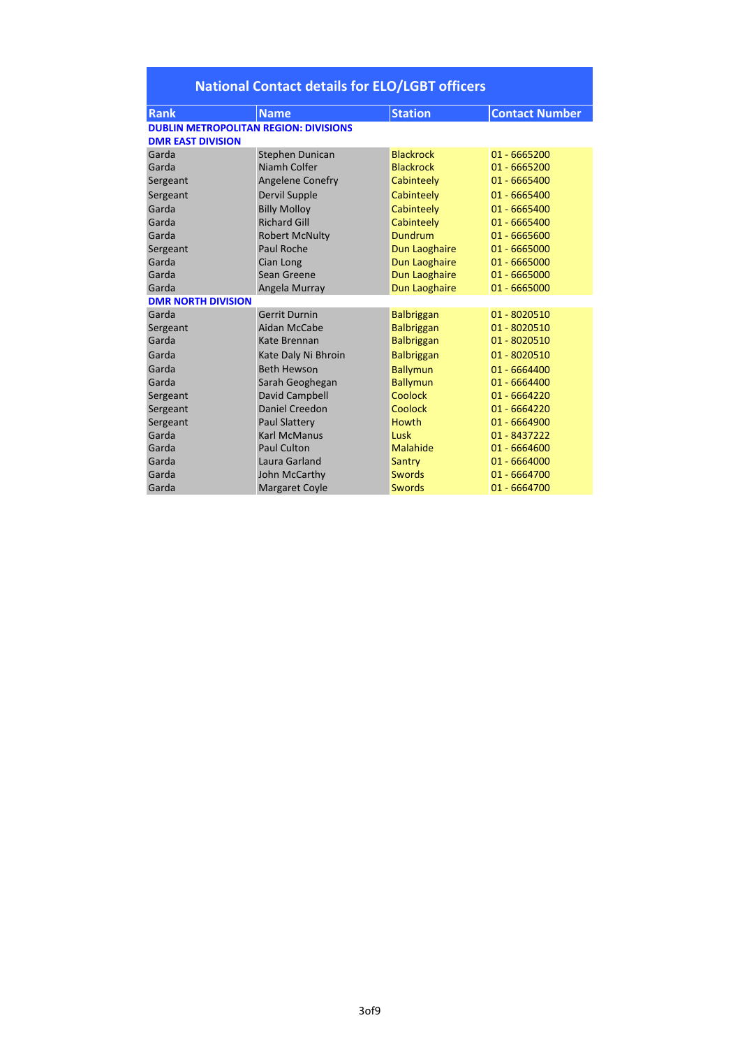# National Contact details for ELO/LGBT officers

| Rank | Name | Station | Contact Number |
|---|---|---|---|
| **DUBLIN METROPOLITAN REGION: DIVISIONS** | | | |
| **DMR EAST DIVISION** | | | |
| Garda | Stephen Dunican | Blackrock | 01 - 6665200 |
| Garda | Niamh Colfer | Blackrock | 01 - 6665200 |
| Sergeant | Angelene Conefry | Cabinteely | 01 - 6665400 |
| Sergeant | Dervil Supple | Cabinteely | 01 - 6665400 |
| Garda | Billy Molloy | Cabinteely | 01 - 6665400 |
| Garda | Richard Gill | Cabinteely | 01 - 6665400 |
| Garda | Robert McNulty | Dundrum | 01 - 6665600 |
| Sergeant | Paul Roche | Dun Laoghaire | 01 - 6665000 |
| Garda | Cian Long | Dun Laoghaire | 01 - 6665000 |
| Garda | Sean Greene | Dun Laoghaire | 01 - 6665000 |
| Garda | Angela Murray | Dun Laoghaire | 01 - 6665000 |
| **DMR NORTH DIVISION** | | | |
| Garda | Gerrit Durnin | Balbriggan | 01 - 8020510 |
| Sergeant | Aidan McCabe | Balbriggan | 01 - 8020510 |
| Garda | Kate Brennan | Balbriggan | 01 - 8020510 |
| Garda | Kate Daly Ni Bhroin | Balbriggan | 01 - 8020510 |
| Garda | Beth Hewson | Ballymun | 01 - 6664400 |
| Garda | Sarah Geoghegan | Ballymun | 01 - 6664400 |
| Sergeant | David Campbell | Coolock | 01 - 6664220 |
| Sergeant | Daniel Creedon | Coolock | 01 - 6664220 |
| Sergeant | Paul Slattery | Howth | 01 - 6664900 |
| Garda | Karl McManus | Lusk | 01 - 8437222 |
| Garda | Paul Culton | Malahide | 01 - 6664600 |
| Garda | Laura Garland | Santry | 01 - 6664000 |
| Garda | John McCarthy | Swords | 01 - 6664700 |
| Garda | Margaret Coyle | Swords | 01 - 6664700 |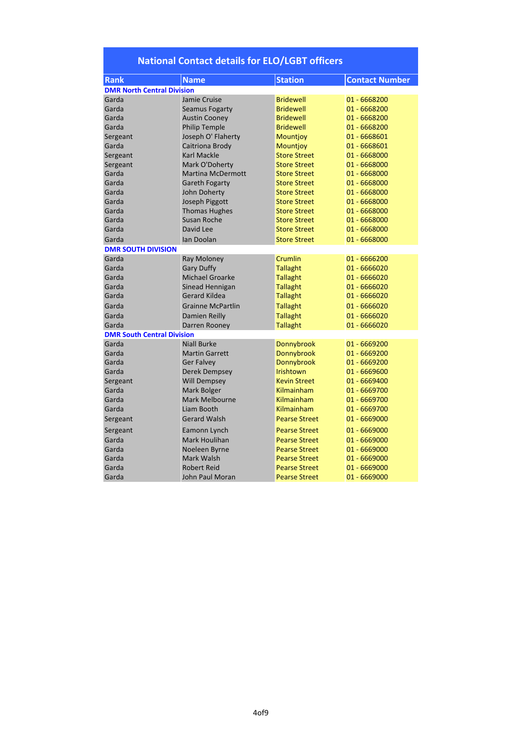## National Contact details for ELO/LGBT officers

| Rank | Name | Station | Contact Number |
|---|---|---|---|
| **DMR North Central Division** | | | |
| Garda | Jamie Cruise | Bridewell | 01 - 6668200 |
| Garda | Seamus Fogarty | Bridewell | 01 - 6668200 |
| Garda | Austin Cooney | Bridewell | 01 - 6668200 |
| Garda | Philip Temple | Bridewell | 01 - 6668200 |
| Sergeant | Joseph O' Flaherty | Mountjoy | 01 - 6668601 |
| Garda | Caitriona Brody | Mountjoy | 01 - 6668601 |
| Sergeant | Karl Mackle | Store Street | 01 - 6668000 |
| Sergeant | Mark O'Doherty | Store Street | 01 - 6668000 |
| Garda | Martina McDermott | Store Street | 01 - 6668000 |
| Garda | Gareth Fogarty | Store Street | 01 - 6668000 |
| Garda | John Doherty | Store Street | 01 - 6668000 |
| Garda | Joseph Piggott | Store Street | 01 - 6668000 |
| Garda | Thomas Hughes | Store Street | 01 - 6668000 |
| Garda | Susan Roche | Store Street | 01 - 6668000 |
| Garda | David Lee | Store Street | 01 - 6668000 |
| Garda | Ian Doolan | Store Street | 01 - 6668000 |
| **DMR SOUTH DIVISION** | | | |
| Garda | Ray Moloney | Crumlin | 01 - 6666200 |
| Garda | Gary Duffy | Tallaght | 01 - 6666020 |
| Garda | Michael Groarke | Tallaght | 01 - 6666020 |
| Garda | Sinead Hennigan | Tallaght | 01 - 6666020 |
| Garda | Gerard Kildea | Tallaght | 01 - 6666020 |
| Garda | Grainne McPartlin | Tallaght | 01 - 6666020 |
| Garda | Damien Reilly | Tallaght | 01 - 6666020 |
| Garda | Darren Rooney | Tallaght | 01 - 6666020 |
| **DMR South Central Division** | | | |
| Garda | Niall Burke | Donnybrook | 01 - 6669200 |
| Garda | Martin Garrett | Donnybrook | 01 - 6669200 |
| Garda | Ger Falvey | Donnybrook | 01 - 6669200 |
| Garda | Derek Dempsey | Irishtown | 01 - 6669600 |
| Sergeant | Will Dempsey | Kevin Street | 01 - 6669400 |
| Garda | Mark Bolger | Kilmainham | 01 - 6669700 |
| Garda | Mark Melbourne | Kilmainham | 01 - 6669700 |
| Garda | Liam Booth | Kilmainham | 01 - 6669700 |
| Sergeant | Gerard Walsh | Pearse Street | 01 - 6669000 |
| Sergeant | Eamonn Lynch | Pearse Street | 01 - 6669000 |
| Garda | Mark Houlihan | Pearse Street | 01 - 6669000 |
| Garda | Noeleen Byrne | Pearse Street | 01 - 6669000 |
| Garda | Mark Walsh | Pearse Street | 01 - 6669000 |
| Garda | Robert Reid | Pearse Street | 01 - 6669000 |
| Garda | John Paul Moran | Pearse Street | 01 - 6669000 |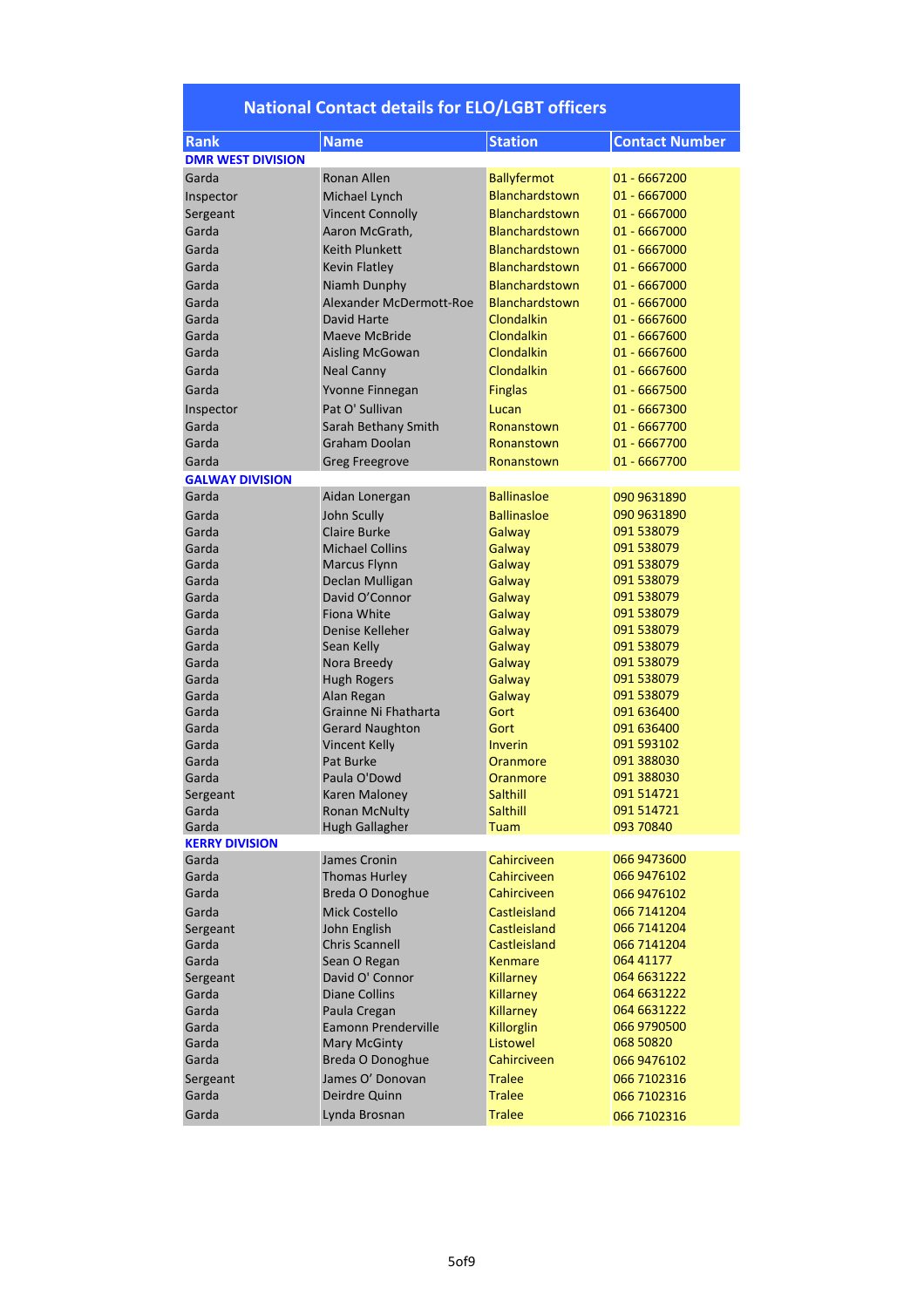| National Contact details for ELO/LGBT officers | | | |
|---|---|---|---|
| **Rank** | **Name** | **Station** | **Contact Number** |
| **DMR WEST DIVISION** | | | |
| Garda | Ronan Allen | Ballyfermot | 01 - 6667200 |
| Inspector | Michael Lynch | Blanchardstown | 01 - 6667000 |
| Sergeant | Vincent Connolly | Blanchardstown | 01 - 6667000 |
| Garda | Aaron McGrath, | Blanchardstown | 01 - 6667000 |
| Garda | Keith Plunkett | Blanchardstown | 01 - 6667000 |
| Garda | Kevin Flatley | Blanchardstown | 01 - 6667000 |
| Garda | Niamh Dunphy | Blanchardstown | 01 - 6667000 |
| Garda | Alexander McDermott-Roe | Blanchardstown | 01 - 6667000 |
| Garda | David Harte | Clondalkin | 01 - 6667600 |
| Garda | Maeve McBride | Clondalkin | 01 - 6667600 |
| Garda | Aisling McGowan | Clondalkin | 01 - 6667600 |
| Garda | Neal Canny | Clondalkin | 01 - 6667600 |
| Garda | Yvonne Finnegan | Finglas | 01 - 6667500 |
| Inspector | Pat O' Sullivan | Lucan | 01 - 6667300 |
| Garda | Sarah Bethany Smith | Ronanstown | 01 - 6667700 |
| Garda | Graham Doolan | Ronanstown | 01 - 6667700 |
| Garda | Greg Freegrove | Ronanstown | 01 - 6667700 |
| **GALWAY DIVISION** | | | |
| Garda | Aidan Lonergan | Ballinasloe | 090 9631890 |
| Garda | John Scully | Ballinasloe | 090 9631890 |
| Garda | Claire Burke | Galway | 091 538079 |
| Garda | Michael Collins | Galway | 091 538079 |
| Garda | Marcus Flynn | Galway | 091 538079 |
| Garda | Declan Mulligan | Galway | 091 538079 |
| Garda | David O'Connor | Galway | 091 538079 |
| Garda | Fiona White | Galway | 091 538079 |
| Garda | Denise Kelleher | Galway | 091 538079 |
| Garda | Sean Kelly | Galway | 091 538079 |
| Garda | Nora Breedy | Galway | 091 538079 |
| Garda | Hugh Rogers | Galway | 091 538079 |
| Garda | Alan Regan | Galway | 091 538079 |
| Garda | Grainne Ni Fhatharta | Gort | 091 636400 |
| Garda | Gerard Naughton | Gort | 091 636400 |
| Garda | Vincent Kelly | Inverin | 091 593102 |
| Garda | Pat Burke | Oranmore | 091 388030 |
| Garda | Paula O'Dowd | Oranmore | 091 388030 |
| Sergeant | Karen Maloney | Salthill | 091 514721 |
| Garda | Ronan McNulty | Salthill | 091 514721 |
| Garda | Hugh Gallagher | Tuam | 093 70840 |
| **KERRY DIVISION** | | | |
| Garda | James Cronin | Cahirciveen | 066 9473600 |
| Garda | Thomas Hurley | Cahirciveen | 066 9476102 |
| Garda | Breda O Donoghue | Cahirciveen | 066 9476102 |
| Garda | Mick Costello | Castleisland | 066 7141204 |
| Sergeant | John English | Castleisland | 066 7141204 |
| Garda | Chris Scannell | Castleisland | 066 7141204 |
| Garda | Sean O Regan | Kenmare | 064 41177 |
| Sergeant | David O' Connor | Killarney | 064 6631222 |
| Garda | Diane Collins | Killarney | 064 6631222 |
| Garda | Paula Cregan | Killarney | 064 6631222 |
| Garda | Eamonn Prenderville | Killorglin | 066 9790500 |
| Garda | Mary McGinty | Listowel | 068 50820 |
| Garda | Breda O Donoghue | Cahirciveen | 066 9476102 |
| Sergeant | James O' Donovan | Tralee | 066 7102316 |
| Garda | Deirdre Quinn | Tralee | 066 7102316 |
| Garda | Lynda Brosnan | Tralee | 066 7102316 |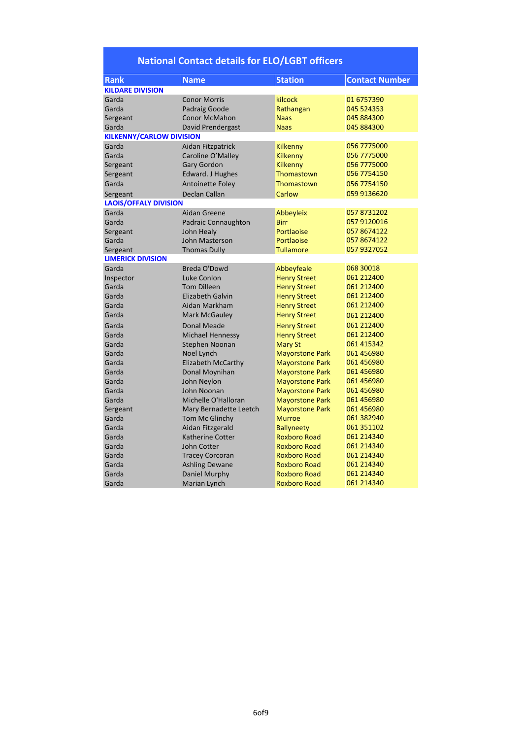| National Contact details for ELO/LGBT officers | | | |
|---|---|---|---|
| **Rank** | **Name** | **Station** | **Contact Number** |
| **KILDARE DIVISION** | | | |
| Garda | Conor Morris | kilcock | 01 6757390 |
| Garda | Padraig Goode | Rathangan | 045 524353 |
| Sergeant | Conor McMahon | Naas | 045 884300 |
| Garda | David Prendergast | Naas | 045 884300 |
| **KILKENNY/CARLOW DIVISION** | | | |
| Garda | Aidan Fitzpatrick | Kilkenny | 056 7775000 |
| Garda | Caroline O'Malley | Kilkenny | 056 7775000 |
| Sergeant | Gary Gordon | Kilkenny | 056 7775000 |
| Sergeant | Edward. J Hughes | Thomastown | 056 7754150 |
| Garda | Antoinette Foley | Thomastown | 056 7754150 |
| Sergeant | Declan Callan | Carlow | 059 9136620 |
| **LAOIS/OFFALY DIVISION** | | | |
| Garda | Aidan Greene | Abbeyleix | 057 8731202 |
| Garda | Padraic Connaughton | Birr | 057 9120016 |
| Sergeant | John Healy | Portlaoise | 057 8674122 |
| Garda | John Masterson | Portlaoise | 057 8674122 |
| Sergeant | Thomas Dully | Tullamore | 057 9327052 |
| **LIMERICK DIVISION** | | | |
| Garda | Breda O'Dowd | Abbeyfeale | 068 30018 |
| Inspector | Luke Conlon | Henry Street | 061 212400 |
| Garda | Tom Dilleen | Henry Street | 061 212400 |
| Garda | Elizabeth Galvin | Henry Street | 061 212400 |
| Garda | Aidan Markham | Henry Street | 061 212400 |
| Garda | Mark McGauley | Henry Street | 061 212400 |
| Garda | Donal Meade | Henry Street | 061 212400 |
| Garda | Michael Hennessy | Henry Street | 061 212400 |
| Garda | Stephen Noonan | Mary St | 061 415342 |
| Garda | Noel Lynch | Mayorstone Park | 061 456980 |
| Garda | Elizabeth McCarthy | Mayorstone Park | 061 456980 |
| Garda | Donal Moynihan | Mayorstone Park | 061 456980 |
| Garda | John Neylon | Mayorstone Park | 061 456980 |
| Garda | John Noonan | Mayorstone Park | 061 456980 |
| Garda | Michelle O'Halloran | Mayorstone Park | 061 456980 |
| Sergeant | Mary Bernadette Leetch | Mayorstone Park | 061 456980 |
| Garda | Tom Mc Glinchy | Murroe | 061 382940 |
| Garda | Aidan Fitzgerald | Ballyneety | 061 351102 |
| Garda | Katherine Cotter | Roxboro Road | 061 214340 |
| Garda | John Cotter | Roxboro Road | 061 214340 |
| Garda | Tracey Corcoran | Roxboro Road | 061 214340 |
| Garda | Ashling Dewane | Roxboro Road | 061 214340 |
| Garda | Daniel Murphy | Roxboro Road | 061 214340 |
| Garda | Marian Lynch | Roxboro Road | 061 214340 |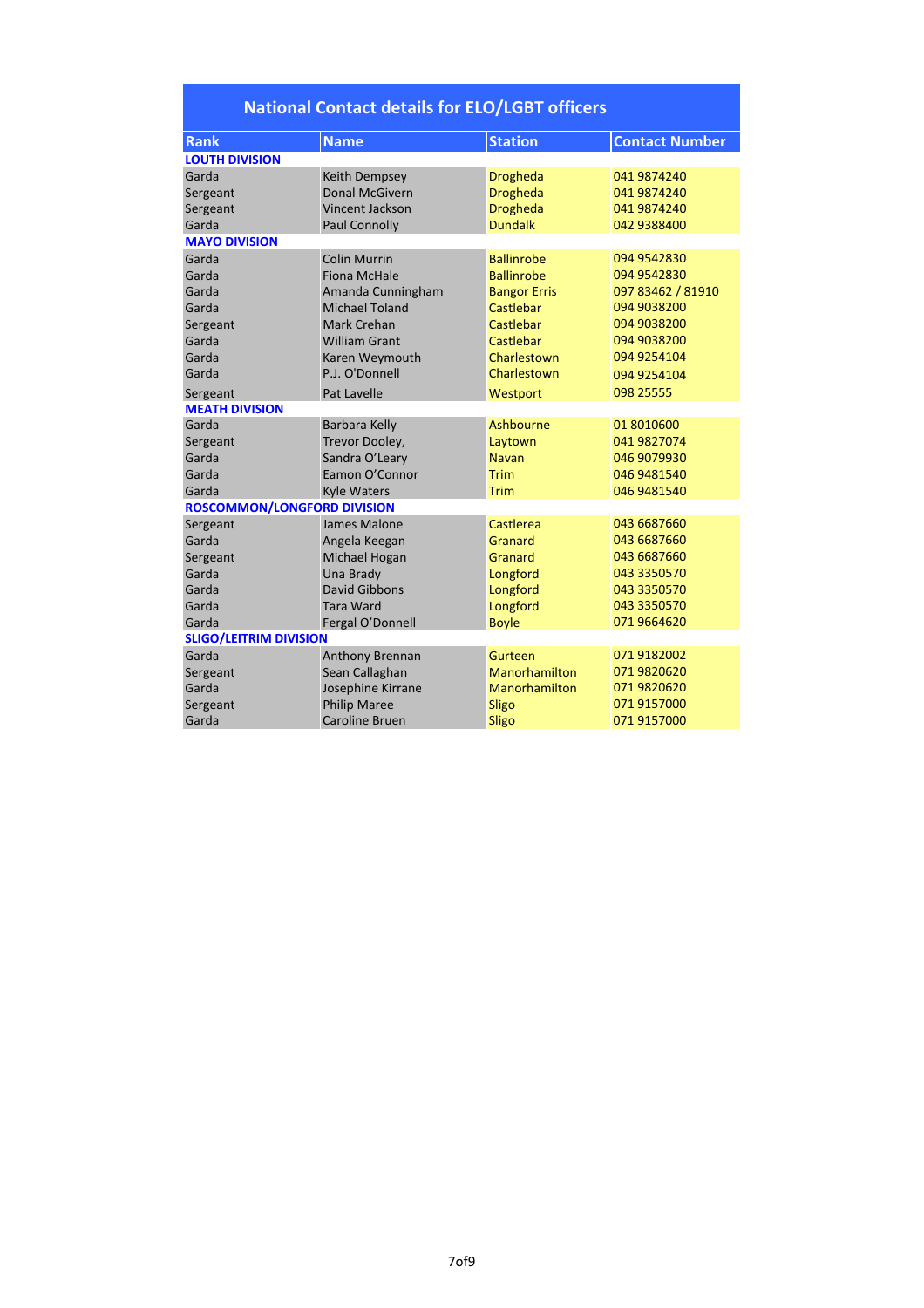| National Contact details for ELO/LGBT officers | | | |
|---|---|---|---|
| **Rank** | **Name** | **Station** | **Contact Number** |
| **LOUTH DIVISION** | | | |
| Garda | Keith Dempsey | Drogheda | 041 9874240 |
| Sergeant | Donal McGivern | Drogheda | 041 9874240 |
| Sergeant | Vincent Jackson | Drogheda | 041 9874240 |
| Garda | Paul Connolly | Dundalk | 042 9388400 |
| **MAYO DIVISION** | | | |
| Garda | Colin Murrin | Ballinrobe | 094 9542830 |
| Garda | Fiona McHale | Ballinrobe | 094 9542830 |
| Garda | Amanda Cunningham | Bangor Erris | 097 83462 / 81910 |
| Garda | Michael Toland | Castlebar | 094 9038200 |
| Sergeant | Mark Crehan | Castlebar | 094 9038200 |
| Garda | William Grant | Castlebar | 094 9038200 |
| Garda | Karen Weymouth | Charlestown | 094 9254104 |
| Garda | P.J. O'Donnell | Charlestown | 094 9254104 |
| Sergeant | Pat Lavelle | Westport | 098 25555 |
| **MEATH DIVISION** | | | |
| Garda | Barbara Kelly | Ashbourne | 01 8010600 |
| Sergeant | Trevor Dooley, | Laytown | 041 9827074 |
| Garda | Sandra O'Leary | Navan | 046 9079930 |
| Garda | Eamon O'Connor | Trim | 046 9481540 |
| Garda | Kyle Waters | Trim | 046 9481540 |
| **ROSCOMMON/LONGFORD DIVISION** | | | |
| Sergeant | James Malone | Castlerea | 043 6687660 |
| Garda | Angela Keegan | Granard | 043 6687660 |
| Sergeant | Michael Hogan | Granard | 043 6687660 |
| Garda | Una Brady | Longford | 043 3350570 |
| Garda | David Gibbons | Longford | 043 3350570 |
| Garda | Tara Ward | Longford | 043 3350570 |
| Garda | Fergal O'Donnell | Boyle | 071 9664620 |
| **SLIGO/LEITRIM DIVISION** | | | |
| Garda | Anthony Brennan | Gurteen | 071 9182002 |
| Sergeant | Sean Callaghan | Manorhamilton | 071 9820620 |
| Garda | Josephine Kirrane | Manorhamilton | 071 9820620 |
| Sergeant | Philip Maree | Sligo | 071 9157000 |
| Garda | Caroline Bruen | Sligo | 071 9157000 |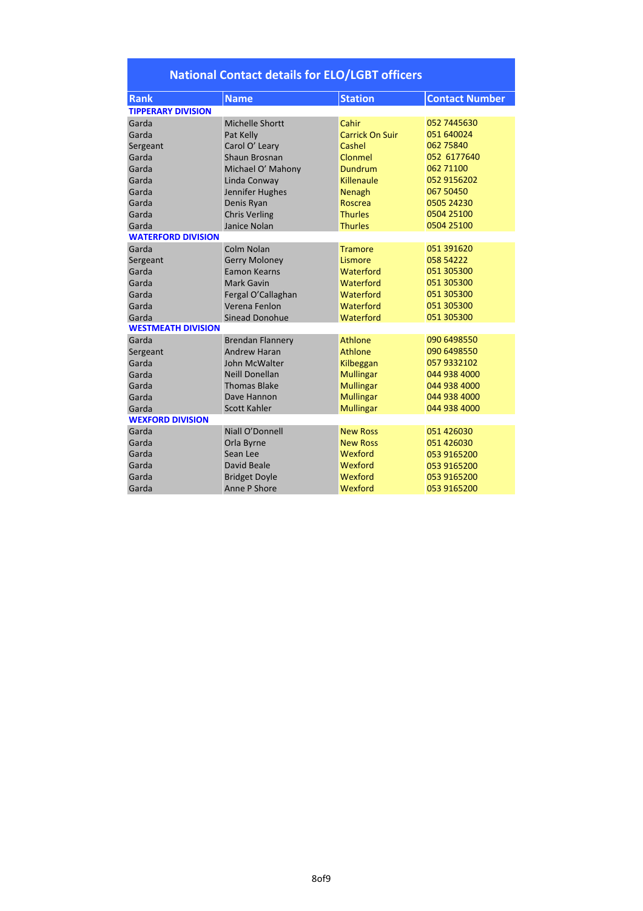| National Contact details for ELO/LGBT officers | | | |
|---|---|---|---|
| **Rank** | **Name** | **Station** | **Contact Number** |
| **TIPPERARY DIVISION** | | | |
| Garda | Michelle Shortt | Cahir | 052 7445630 |
| Garda | Pat Kelly | Carrick On Suir | 051 640024 |
| Sergeant | Carol O' Leary | Cashel | 062 75840 |
| Garda | Shaun Brosnan | Clonmel | 052 6177640 |
| Garda | Michael O' Mahony | Dundrum | 062 71100 |
| Garda | Linda Conway | Killenaule | 052 9156202 |
| Garda | Jennifer Hughes | Nenagh | 067 50450 |
| Garda | Denis Ryan | Roscrea | 0505 24230 |
| Garda | Chris Verling | Thurles | 0504 25100 |
| Garda | Janice Nolan | Thurles | 0504 25100 |
| **WATERFORD DIVISION** | | | |
| Garda | Colm Nolan | Tramore | 051 391620 |
| Sergeant | Gerry Moloney | Lismore | 058 54222 |
| Garda | Eamon Kearns | Waterford | 051 305300 |
| Garda | Mark Gavin | Waterford | 051 305300 |
| Garda | Fergal O'Callaghan | Waterford | 051 305300 |
| Garda | Verena Fenlon | Waterford | 051 305300 |
| Garda | Sinead Donohue | Waterford | 051 305300 |
| **WESTMEATH DIVISION** | | | |
| Garda | Brendan Flannery | Athlone | 090 6498550 |
| Sergeant | Andrew Haran | Athlone | 090 6498550 |
| Garda | John McWalter | Kilbeggan | 057 9332102 |
| Garda | Neill Donellan | Mullingar | 044 938 4000 |
| Garda | Thomas Blake | Mullingar | 044 938 4000 |
| Garda | Dave Hannon | Mullingar | 044 938 4000 |
| Garda | Scott Kahler | Mullingar | 044 938 4000 |
| **WEXFORD DIVISION** | | | |
| Garda | Niall O'Donnell | New Ross | 051 426030 |
| Garda | Orla Byrne | New Ross | 051 426030 |
| Garda | Sean Lee | Wexford | 053 9165200 |
| Garda | David Beale | Wexford | 053 9165200 |
| Garda | Bridget Doyle | Wexford | 053 9165200 |
| Garda | Anne P Shore | Wexford | 053 9165200 |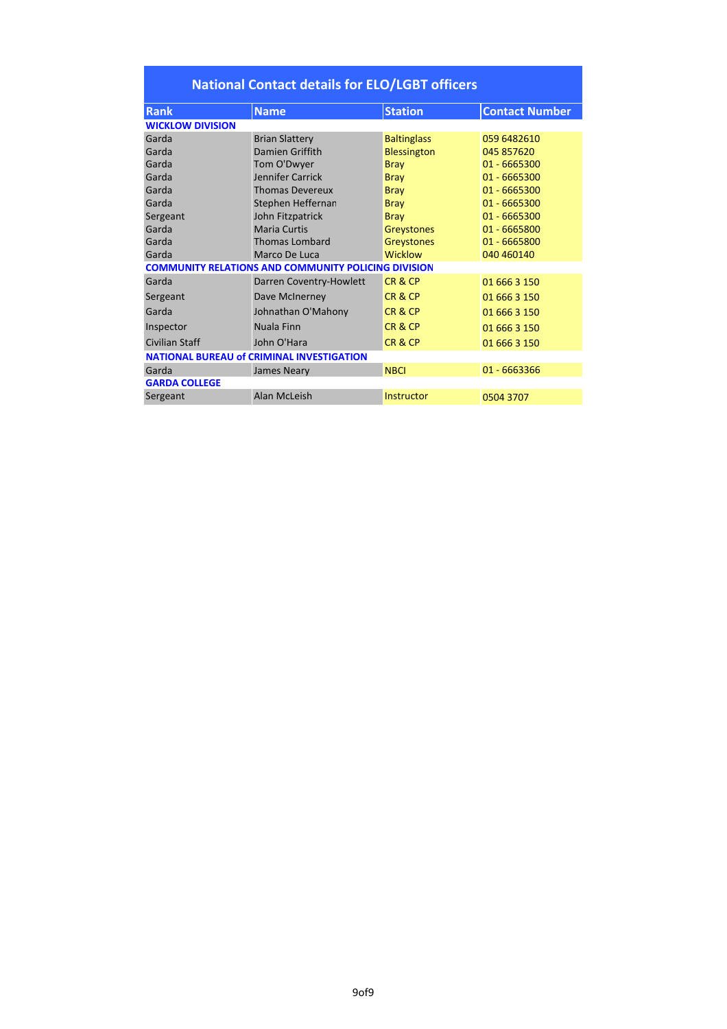## National Contact details for ELO/LGBT officers

| Rank | Name | Station | Contact Number |
|---|---|---|---|
| **WICKLOW DIVISION** | | | |
| Garda | Brian Slattery | Baltinglass | 059 6482610 |
| Garda | Damien Griffith | Blessington | 045 857620 |
| Garda | Tom O'Dwyer | Bray | 01 - 6665300 |
| Garda | Jennifer Carrick | Bray | 01 - 6665300 |
| Garda | Thomas Devereux | Bray | 01 - 6665300 |
| Garda | Stephen Heffernan | Bray | 01 - 6665300 |
| Sergeant | John Fitzpatrick | Bray | 01 - 6665300 |
| Garda | Maria Curtis | Greystones | 01 - 6665800 |
| Garda | Thomas Lombard | Greystones | 01 - 6665800 |
| Garda | Marco De Luca | Wicklow | 040 460140 |
| **COMMUNITY RELATIONS AND COMMUNITY POLICING DIVISION** | | | |
| Garda | Darren Coventry-Howlett | CR & CP | 01 666 3 150 |
| Sergeant | Dave McInerney | CR & CP | 01 666 3 150 |
| Garda | Johnathan O'Mahony | CR & CP | 01 666 3 150 |
| Inspector | Nuala Finn | CR & CP | 01 666 3 150 |
| Civilian Staff | John O'Hara | CR & CP | 01 666 3 150 |
| **NATIONAL BUREAU of CRIMINAL INVESTIGATION** | | | |
| Garda | James Neary | NBCI | 01 - 6663366 |
| **GARDA COLLEGE** | | | |
| Sergeant | Alan McLeish | Instructor | 0504 3707 |